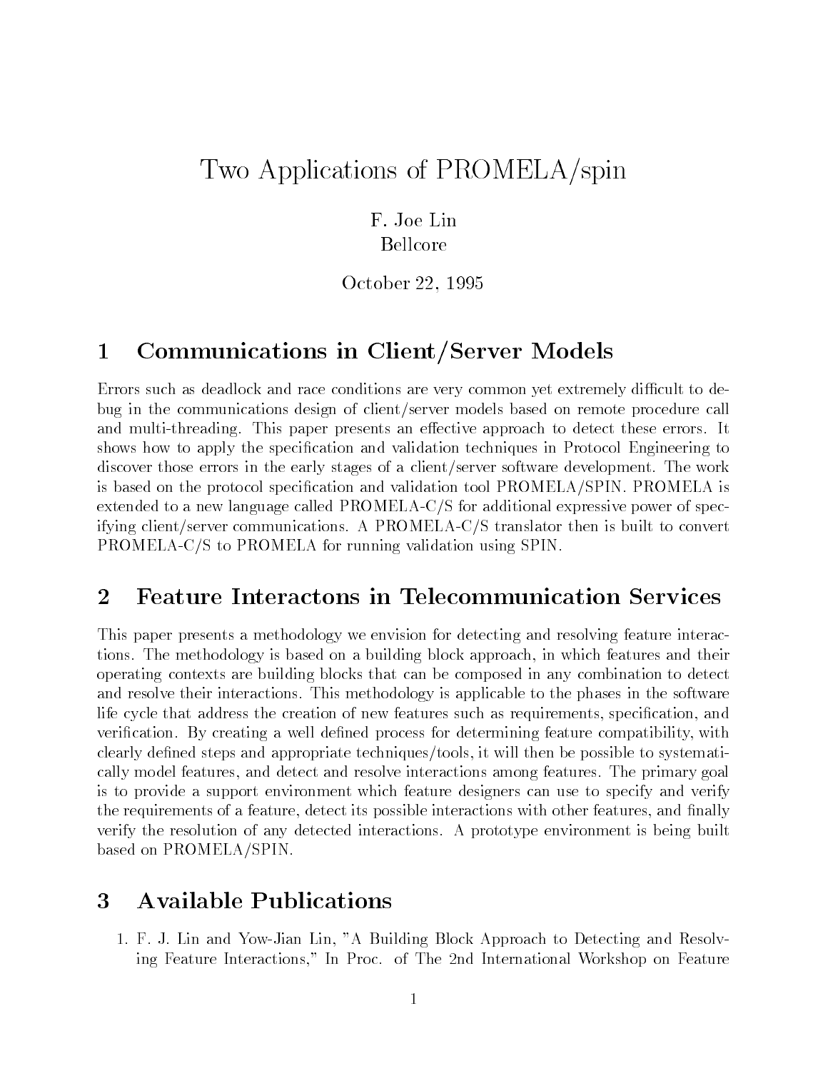# Two Applications of PROMELA/spin

F. Joe Lin
Bellcore

October 22, 1995

## 1 Communications in Client/Server Models

Errors such as deadlock and race conditions are very common yet extremely difficult to debug in the communications design of client/server models based on remote procedure call and multi-threading. This paper presents an effective approach to detect these errors. It shows how to apply the specification and validation techniques in Protocol Engineering to discover those errors in the early stages of a client/server software development. The work is based on the protocol specification and validation tool PROMELA/SPIN. PROMELA is extended to a new language called PROMELA-C/S for additional expressive power of specifying client/server communications. A PROMELA-C/S translator then is built to convert PROMELA-C/S to PROMELA for running validation using SPIN.

## 2 Feature Interactons in Telecommunication Services

This paper presents a methodology we envision for detecting and resolving feature interactions. The methodology is based on a building block approach, in which features and their operating contexts are building blocks that can be composed in any combination to detect and resolve their interactions. This methodology is applicable to the phases in the software life cycle that address the creation of new features such as requirements, specification, and verification. By creating a well defined process for determining feature compatibility, with clearly defined steps and appropriate techniques/tools, it will then be possible to systematically model features, and detect and resolve interactions among features. The primary goal is to provide a support environment which feature designers can use to specify and verify the requirements of a feature, detect its possible interactions with other features, and finally verify the resolution of any detected interactions. A prototype environment is being built based on PROMELA/SPIN.

## 3 Available Publications

1. F. J. Lin and Yow-Jian Lin, "A Building Block Approach to Detecting and Resolving Feature Interactions," In Proc. of The 2nd International Workshop on Feature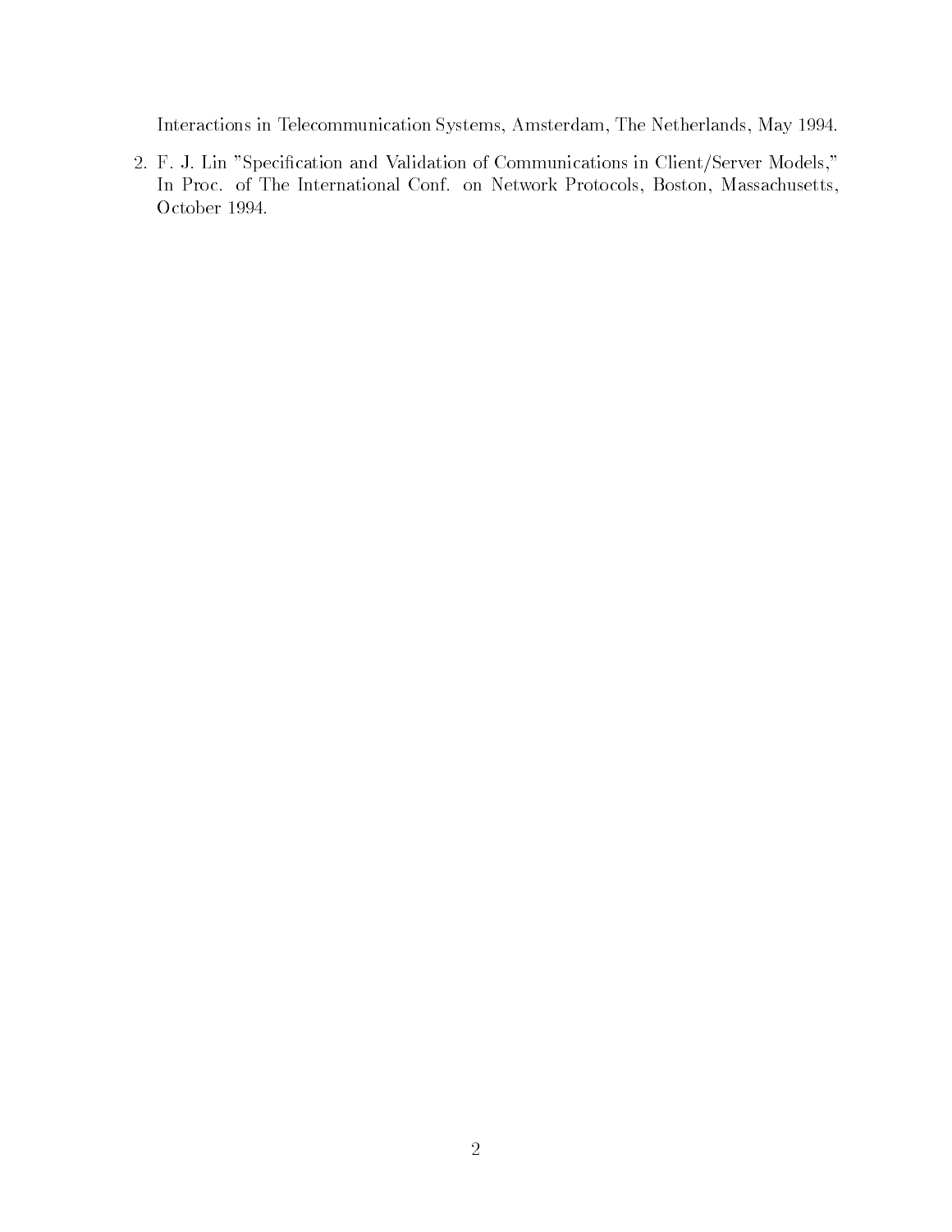Interactions in Telecommunication Systems, Amsterdam, The Netherlands, May 1994.

2. F. J. Lin "Specification and Validation of Communications in Client/Server Models," In Proc. of The International Conf. on Network Protocols, Boston, Massachusetts, October 1994.